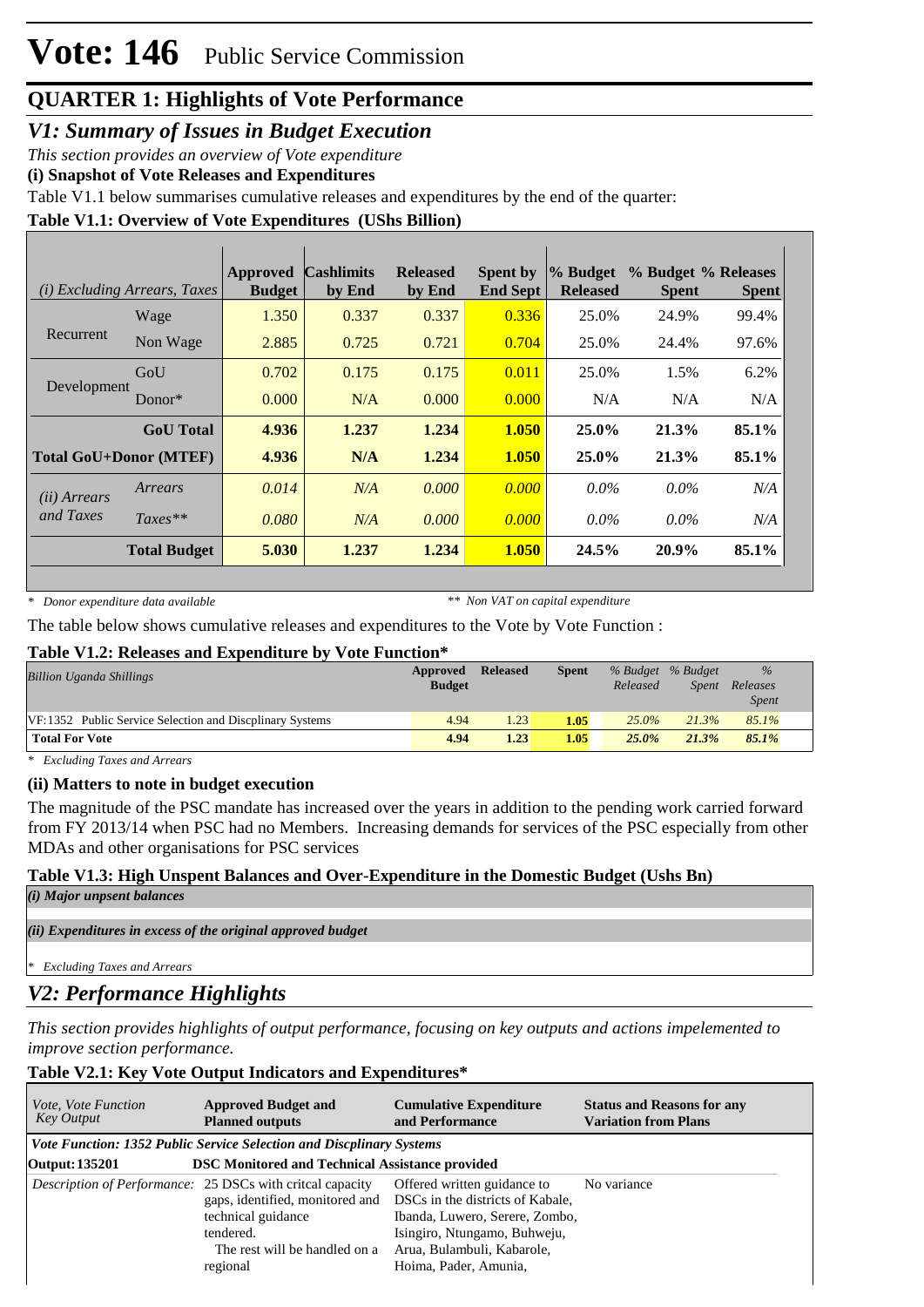# Vote: 146 Public Service Commission

## QUARTER 1: Highlights of Vote Performance

### *V1: Summary of Issues in Budget Execution*

*This section provides an overview of Vote expenditure*

**(i) Snapshot of Vote Releases and Expenditures**

Table V1.1 below summarises cumulative releases and expenditures by the end of the quarter:

**Table V1.1: Overview of Vote Expenditures (UShs Billion)**

| *(i) Excluding Arrears, Taxes* | | Approved Budget | Cashlimits by End | Released by End | Spent by End Sept | % Budget Released | % Budget Spent | % Releases Spent |
|---|---|---|---|---|---|---|---|---|
| Recurrent | Wage | 1.350 | 0.337 | 0.337 | 0.336 | 25.0% | 24.9% | 99.4% |
| | Non Wage | 2.885 | 0.725 | 0.721 | 0.704 | 25.0% | 24.4% | 97.6% |
| Development | GoU | 0.702 | 0.175 | 0.175 | 0.011 | 25.0% | 1.5% | 6.2% |
| | Donor* | 0.000 | N/A | 0.000 | 0.000 | N/A | N/A | N/A |
| | **GoU Total** | **4.936** | **1.237** | **1.234** | **1.050** | **25.0%** | **21.3%** | **85.1%** |
| **Total GoU+Donor (MTEF)** | | **4.936** | **N/A** | **1.234** | **1.050** | **25.0%** | **21.3%** | **85.1%** |
| *(ii) Arrears and Taxes* | *Arrears* | *0.014* | *N/A* | *0.000* | *0.000* | *0.0%* | *0.0%* | *N/A* |
| | *Taxes*** | *0.080* | *N/A* | *0.000* | *0.000* | *0.0%* | *0.0%* | *N/A* |
| | **Total Budget** | **5.030** | **1.237** | **1.234** | **1.050** | **24.5%** | **20.9%** | **85.1%** |

*\* Donor expenditure data available* *\*\* Non VAT on capital expenditure*

The table below shows cumulative releases and expenditures to the Vote by Vote Function :

**Table V1.2: Releases and Expenditure by Vote Function***

| *Billion Uganda Shillings* | Approved Budget | Released | Spent | *% Budget Released* | *% Budget Spent* | *% Releases Spent* |
|---|---|---|---|---|---|---|
| VF:1352 Public Service Selection and Discplinary Systems | 4.94 | 1.23 | **1.05** | *25.0%* | *21.3%* | *85.1%* |
| **Total For Vote** | **4.94** | **1.23** | **1.05** | ***25.0%*** | ***21.3%*** | ***85.1%*** |

*\* Excluding Taxes and Arrears*

**(ii) Matters to note in budget execution**

The magnitude of the PSC mandate has increased over the years in addition to the pending work carried forward from FY 2013/14 when PSC had no Members. Increasing demands for services of the PSC especially from other MDAs and other organisations for PSC services

**Table V1.3: High Unspent Balances and Over-Expenditure in the Domestic Budget (Ushs Bn)**

***(i) Major unpsent balances***

***(ii) Expenditures in excess of the original approved budget***

*\* Excluding Taxes and Arrears*

### *V2: Performance Highlights*

*This section provides highlights of output performance, focusing on key outputs and actions impelemented to improve section performance.*

**Table V2.1: Key Vote Output Indicators and Expenditures***

| *Vote, Vote Function Key Output* | Approved Budget and Planned outputs | Cumulative Expenditure and Performance | Status and Reasons for any Variation from Plans |
|---|---|---|---|
| ***Vote Function: 1352 Public Service Selection and Discplinary Systems*** | | | |
| **Output: 135201** | **DSC Monitored and Technical Assistance provided** | | |
| *Description of Performance:* | 25 DSCs with critcal capacity gaps, identified, monitored and technical guidance tendered. The rest will be handled on a regional | Offered written guidance to DSCs in the districts of Kabale, Ibanda, Luwero, Serere, Zombo, Isingiro, Ntungamo, Buhweju, Arua, Bulambuli, Kabarole, Hoima, Pader, Amunia, | No variance |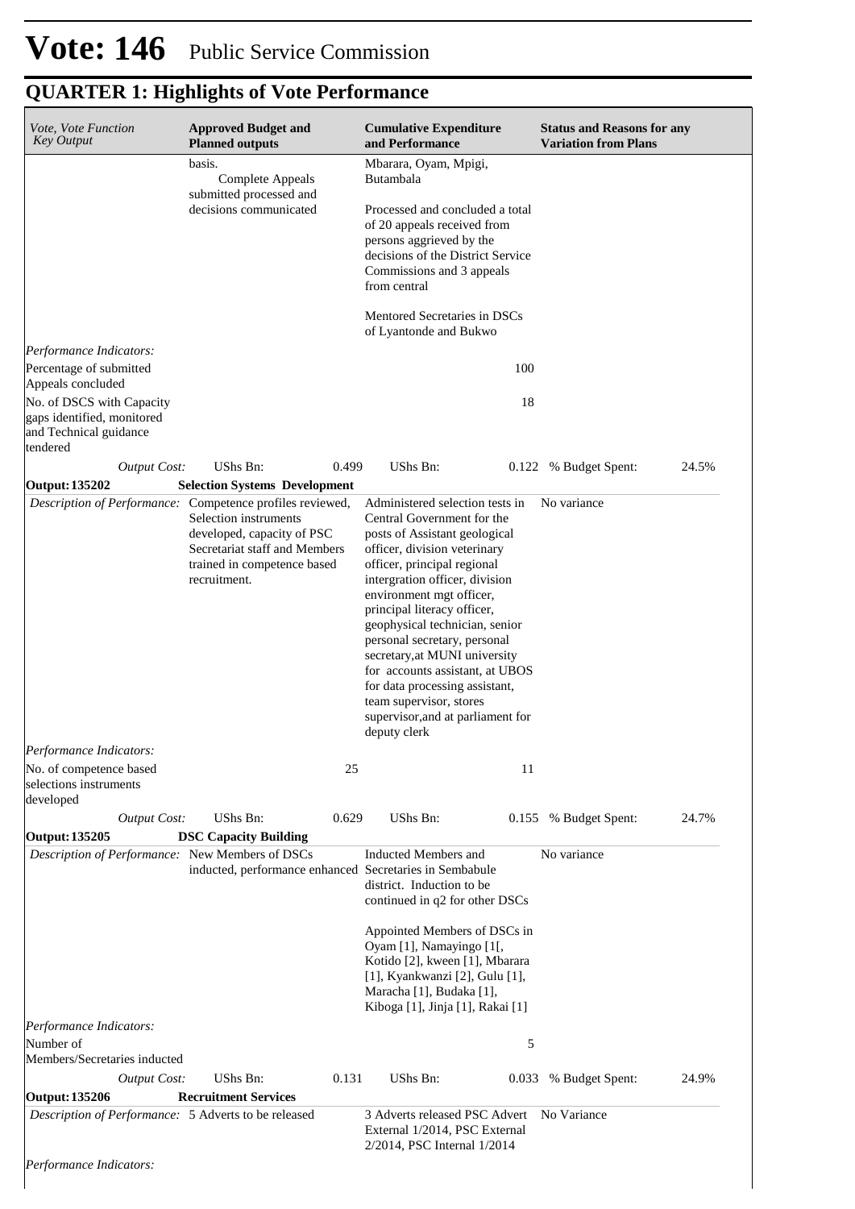# Vote: 146 Public Service Commission

## QUARTER 1: Highlights of Vote Performance

| *Vote, Vote Function Key Output* | **Approved Budget and Planned outputs** | | **Cumulative Expenditure and Performance** | | **Status and Reasons for any Variation from Plans** | |
|---|---|---|---|---|---|---|
| | basis. Complete Appeals submitted processed and decisions communicated | | Mbarara, Oyam, Mpigi, Butambala<br><br>Processed and concluded a total of 20 appeals received from persons aggrieved by the decisions of the District Service Commissions and 3 appeals from central<br><br>Mentored Secretaries in DSCs of Lyantonde and Bukwo | | | |
| *Performance Indicators:* | | | | | | |
| Percentage of submitted Appeals concluded | | | | 100 | | |
| No. of DSCS with Capacity gaps identified, monitored and Technical guidance tendered | | | | 18 | | |
| *Output Cost:* | UShs Bn: | 0.499 | UShs Bn: | 0.122 | % Budget Spent: | 24.5% |
| **Output: 135202** | **Selection Systems Development** | | | | | |
| *Description of Performance:* | Competence profiles reviewed, Selection instruments developed, capacity of PSC Secretariat staff and Members trained in competence based recruitment. | | Administered selection tests in Central Government for the posts of Assistant geological officer, division veterinary officer, principal regional intergration officer, division environment mgt officer, principal literacy officer, geophysical technician, senior personal secretary, personal secretary,at MUNI university for accounts assistant, at UBOS for data processing assistant, team supervisor, stores supervisor,and at parliament for deputy clerk | | No variance | |
| *Performance Indicators:* | | | | | | |
| No. of competence based selections instruments developed | | 25 | | 11 | | |
| *Output Cost:* | UShs Bn: | 0.629 | UShs Bn: | 0.155 | % Budget Spent: | 24.7% |
| **Output: 135205** | **DSC Capacity Building** | | | | | |
| *Description of Performance:* | New Members of DSCs inducted, performance enhanced | | Inducted Members and Secretaries in Sembabule district. Induction to be continued in q2 for other DSCs<br><br>Appointed Members of DSCs in Oyam [1], Namayingo [1[, Kotido [2], kween [1], Mbarara [1], Kyankwanzi [2], Gulu [1], Maracha [1], Budaka [1], Kiboga [1], Jinja [1], Rakai [1] | | No variance | |
| *Performance Indicators:* | | | | | | |
| Number of Members/Secretaries inducted | | | | 5 | | |
| *Output Cost:* | UShs Bn: | 0.131 | UShs Bn: | 0.033 | % Budget Spent: | 24.9% |
| **Output: 135206** | **Recruitment Services** | | | | | |
| *Description of Performance:* | 5 Adverts to be released | | 3 Adverts released PSC Advert External 1/2014, PSC External 2/2014, PSC Internal 1/2014 | | No Variance | |
| *Performance Indicators:* | | | | | | |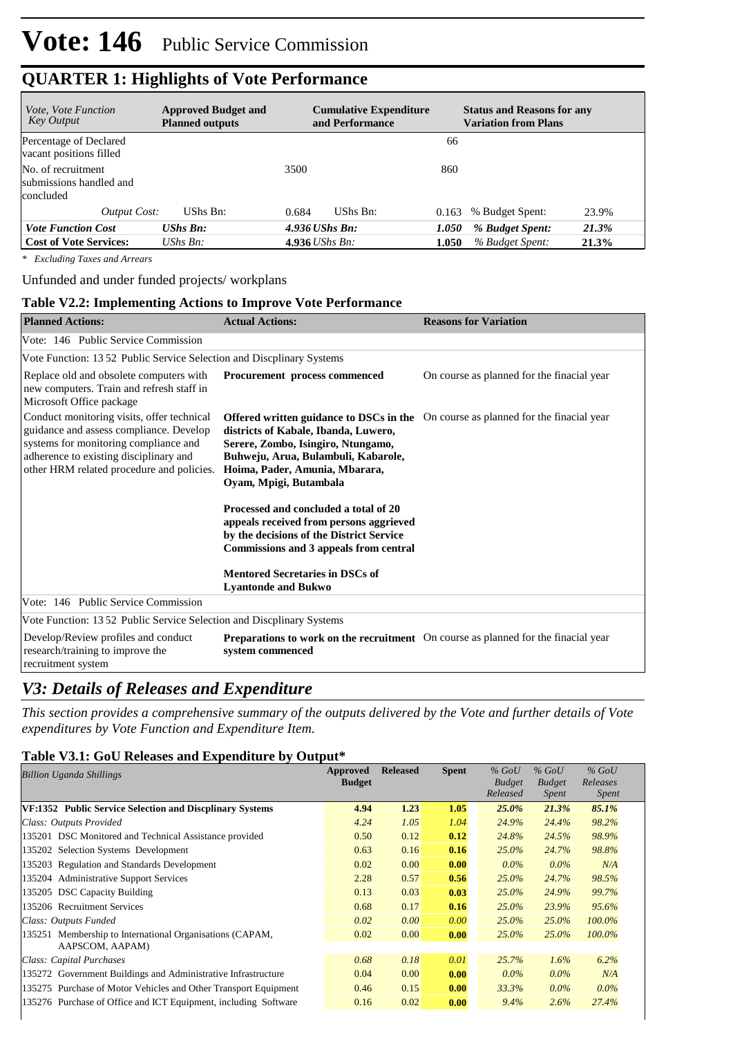# Vote: 146 Public Service Commission

## QUARTER 1: Highlights of Vote Performance

| *Vote, Vote Function Key Output* | **Approved Budget and Planned outputs** | | **Cumulative Expenditure and Performance** | | **Status and Reasons for any Variation from Plans** | |
|---|---|---|---|---|---|---|
| Percentage of Declared vacant positions filled | | | | 66 | | |
| No. of recruitment submissions handled and concluded | | 3500 | | 860 | | |
| *Output Cost:* | UShs Bn: | 0.684 | UShs Bn: | 0.163 | % Budget Spent: | 23.9% |
| ***Vote Function Cost*** | ***UShs Bn:*** | ***4.936*** | ***UShs Bn:*** | ***1.050*** | ***% Budget Spent:*** | ***21.3%*** |
| **Cost of Vote Services:** | *UShs Bn:* | **4.936** | *UShs Bn:* | **1.050** | *% Budget Spent:* | **21.3%** |

*\* Excluding Taxes and Arrears*

Unfunded and under funded projects/ workplans

### Table V2.2: Implementing Actions to Improve Vote Performance

| **Planned Actions:** | **Actual Actions:** | **Reasons for Variation** |
|---|---|---|
| Vote: 146 Public Service Commission | | |
| Vote Function: 13 52 Public Service Selection and Discplinary Systems | | |
| Replace old and obsolete computers with new computers. Train and refresh staff in Microsoft Office package | **Procurement process commenced** | On course as planned for the finacial year |
| Conduct monitoring visits, offer technical guidance and assess compliance. Develop systems for monitoring compliance and adherence to existing disciplinary and other HRM related procedure and policies. | **Offered written guidance to DSCs in the districts of Kabale, Ibanda, Luwero, Serere, Zombo, Isingiro, Ntungamo, Buhweju, Arua, Bulambuli, Kabarole, Hoima, Pader, Amunia, Mbarara, Oyam, Mpigi, Butambala**<br><br>**Processed and concluded a total of 20 appeals received from persons aggrieved by the decisions of the District Service Commissions and 3 appeals from central**<br><br>**Mentored Secretaries in DSCs of Lyantonde and Bukwo** | On course as planned for the finacial year |
| Vote: 146 Public Service Commission | | |
| Vote Function: 13 52 Public Service Selection and Discplinary Systems | | |
| Develop/Review profiles and conduct research/training to improve the recruitment system | **Preparations to work on the recruitment system commenced** | On course as planned for the finacial year |

## *V3: Details of Releases and Expenditure*

*This section provides a comprehensive summary of the outputs delivered by the Vote and further details of Vote expenditures by Vote Function and Expenditure Item.*

### Table V3.1: GoU Releases and Expenditure by Output*

| *Billion Uganda Shillings* | **Approved Budget** | **Released** | **Spent** | *% GoU Budget Released* | *% GoU Budget Spent* | *% GoU Releases Spent* |
|---|---|---|---|---|---|---|
| **VF:1352 Public Service Selection and Discplinary Systems** | **4.94** | **1.23** | **1.05** | ***25.0%*** | ***21.3%*** | ***85.1%*** |
| *Class: Outputs Provided* | *4.24* | *1.05* | *1.04* | *24.9%* | *24.4%* | *98.2%* |
| 135201 DSC Monitored and Technical Assistance provided | 0.50 | 0.12 | **0.12** | *24.8%* | *24.5%* | *98.9%* |
| 135202 Selection Systems Development | 0.63 | 0.16 | **0.16** | *25.0%* | *24.7%* | *98.8%* |
| 135203 Regulation and Standards Development | 0.02 | 0.00 | **0.00** | *0.0%* | *0.0%* | *N/A* |
| 135204 Administrative Support Services | 2.28 | 0.57 | **0.56** | *25.0%* | *24.7%* | *98.5%* |
| 135205 DSC Capacity Building | 0.13 | 0.03 | **0.03** | *25.0%* | *24.9%* | *99.7%* |
| 135206 Recruitment Services | 0.68 | 0.17 | **0.16** | *25.0%* | *23.9%* | *95.6%* |
| *Class: Outputs Funded* | *0.02* | *0.00* | *0.00* | *25.0%* | *25.0%* | *100.0%* |
| 135251 Membership to International Organisations (CAPAM, AAPSCOM, AAPAM) | 0.02 | 0.00 | **0.00** | *25.0%* | *25.0%* | *100.0%* |
| *Class: Capital Purchases* | *0.68* | *0.18* | *0.01* | *25.7%* | *1.6%* | *6.2%* |
| 135272 Government Buildings and Administrative Infrastructure | 0.04 | 0.00 | **0.00** | *0.0%* | *0.0%* | *N/A* |
| 135275 Purchase of Motor Vehicles and Other Transport Equipment | 0.46 | 0.15 | **0.00** | *33.3%* | *0.0%* | *0.0%* |
| 135276 Purchase of Office and ICT Equipment, including Software | 0.16 | 0.02 | **0.00** | *9.4%* | *2.6%* | *27.4%* |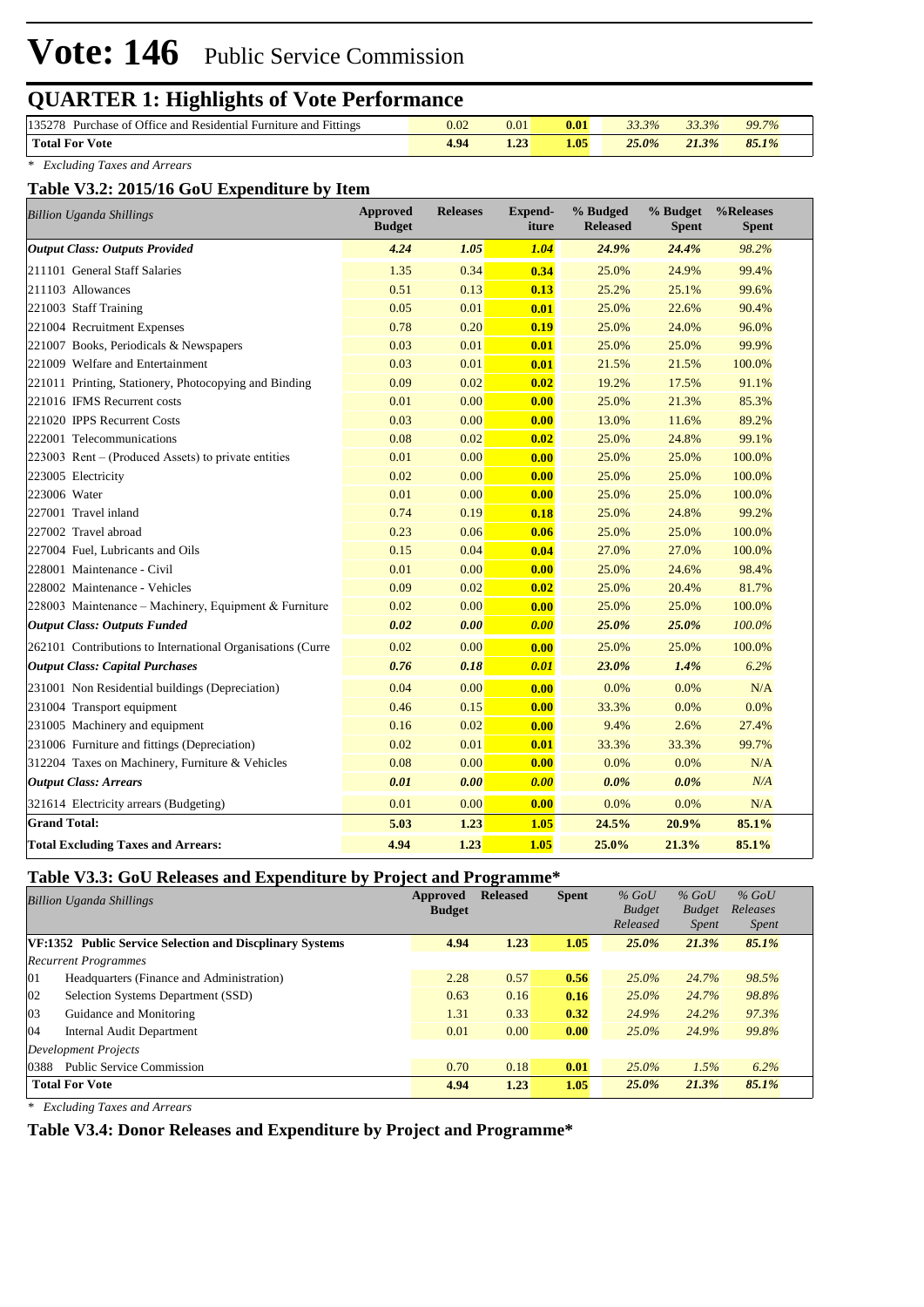# Vote: 146 Public Service Commission

## QUARTER 1: Highlights of Vote Performance

| | | | | | | |
|---|---|---|---|---|---|---|
| 135278 Purchase of Office and Residential Furniture and Fittings | 0.02 | 0.01 | 0.01 | *33.3%* | *33.3%* | *99.7%* |
| **Total For Vote** | **4.94** | **1.23** | **1.05** | ***25.0%*** | ***21.3%*** | ***85.1%*** |

*\* Excluding Taxes and Arrears*

### Table V3.2: 2015/16 GoU Expenditure by Item

| *Billion Uganda Shillings* | Approved Budget | Releases | Expend-iture | % Budged Released | % Budget Spent | %Releases Spent |
|---|---|---|---|---|---|---|
| ***Output Class: Outputs Provided*** | ***4.24*** | ***1.05*** | ***1.04*** | ***24.9%*** | ***24.4%*** | *98.2%* |
| 211101 General Staff Salaries | 1.35 | 0.34 | **0.34** | 25.0% | 24.9% | 99.4% |
| 211103 Allowances | 0.51 | 0.13 | **0.13** | 25.2% | 25.1% | 99.6% |
| 221003 Staff Training | 0.05 | 0.01 | **0.01** | 25.0% | 22.6% | 90.4% |
| 221004 Recruitment Expenses | 0.78 | 0.20 | **0.19** | 25.0% | 24.0% | 96.0% |
| 221007 Books, Periodicals & Newspapers | 0.03 | 0.01 | **0.01** | 25.0% | 25.0% | 99.9% |
| 221009 Welfare and Entertainment | 0.03 | 0.01 | **0.01** | 21.5% | 21.5% | 100.0% |
| 221011 Printing, Stationery, Photocopying and Binding | 0.09 | 0.02 | **0.02** | 19.2% | 17.5% | 91.1% |
| 221016 IFMS Recurrent costs | 0.01 | 0.00 | **0.00** | 25.0% | 21.3% | 85.3% |
| 221020 IPPS Recurrent Costs | 0.03 | 0.00 | **0.00** | 13.0% | 11.6% | 89.2% |
| 222001 Telecommunications | 0.08 | 0.02 | **0.02** | 25.0% | 24.8% | 99.1% |
| 223003 Rent – (Produced Assets) to private entities | 0.01 | 0.00 | **0.00** | 25.0% | 25.0% | 100.0% |
| 223005 Electricity | 0.02 | 0.00 | **0.00** | 25.0% | 25.0% | 100.0% |
| 223006 Water | 0.01 | 0.00 | **0.00** | 25.0% | 25.0% | 100.0% |
| 227001 Travel inland | 0.74 | 0.19 | **0.18** | 25.0% | 24.8% | 99.2% |
| 227002 Travel abroad | 0.23 | 0.06 | **0.06** | 25.0% | 25.0% | 100.0% |
| 227004 Fuel, Lubricants and Oils | 0.15 | 0.04 | **0.04** | 27.0% | 27.0% | 100.0% |
| 228001 Maintenance - Civil | 0.01 | 0.00 | **0.00** | 25.0% | 24.6% | 98.4% |
| 228002 Maintenance - Vehicles | 0.09 | 0.02 | **0.02** | 25.0% | 20.4% | 81.7% |
| 228003 Maintenance – Machinery, Equipment & Furniture | 0.02 | 0.00 | **0.00** | 25.0% | 25.0% | 100.0% |
| ***Output Class: Outputs Funded*** | ***0.02*** | ***0.00*** | ***0.00*** | ***25.0%*** | ***25.0%*** | *100.0%* |
| 262101 Contributions to International Organisations (Curre | 0.02 | 0.00 | **0.00** | 25.0% | 25.0% | 100.0% |
| ***Output Class: Capital Purchases*** | ***0.76*** | ***0.18*** | ***0.01*** | ***23.0%*** | ***1.4%*** | *6.2%* |
| 231001 Non Residential buildings (Depreciation) | 0.04 | 0.00 | **0.00** | 0.0% | 0.0% | N/A |
| 231004 Transport equipment | 0.46 | 0.15 | **0.00** | 33.3% | 0.0% | 0.0% |
| 231005 Machinery and equipment | 0.16 | 0.02 | **0.00** | 9.4% | 2.6% | 27.4% |
| 231006 Furniture and fittings (Depreciation) | 0.02 | 0.01 | **0.01** | 33.3% | 33.3% | 99.7% |
| 312204 Taxes on Machinery, Furniture & Vehicles | 0.08 | 0.00 | **0.00** | 0.0% | 0.0% | N/A |
| ***Output Class: Arrears*** | ***0.01*** | ***0.00*** | ***0.00*** | ***0.0%*** | ***0.0%*** | *N/A* |
| 321614 Electricity arrears (Budgeting) | 0.01 | 0.00 | **0.00** | 0.0% | 0.0% | N/A |
| **Grand Total:** | **5.03** | **1.23** | **1.05** | **24.5%** | **20.9%** | **85.1%** |
| **Total Excluding Taxes and Arrears:** | **4.94** | **1.23** | **1.05** | **25.0%** | **21.3%** | **85.1%** |

### Table V3.3: GoU Releases and Expenditure by Project and Programme*

| *Billion Uganda Shillings* | Approved Budget | Released | Spent | *% GoU Budget Released* | *% GoU Budget Spent* | *% GoU Releases Spent* |
|---|---|---|---|---|---|---|
| **VF:1352 Public Service Selection and Discplinary Systems** | **4.94** | **1.23** | **1.05** | ***25.0%*** | ***21.3%*** | ***85.1%*** |
| *Recurrent Programmes* | | | | | | |
| 01 Headquarters (Finance and Administration) | 2.28 | 0.57 | **0.56** | *25.0%* | *24.7%* | *98.5%* |
| 02 Selection Systems Department (SSD) | 0.63 | 0.16 | **0.16** | *25.0%* | *24.7%* | *98.8%* |
| 03 Guidance and Monitoring | 1.31 | 0.33 | **0.32** | *24.9%* | *24.2%* | *97.3%* |
| 04 Internal Audit Department | 0.01 | 0.00 | **0.00** | *25.0%* | *24.9%* | *99.8%* |
| *Development Projects* | | | | | | |
| 0388 Public Service Commission | 0.70 | 0.18 | **0.01** | *25.0%* | *1.5%* | *6.2%* |
| **Total For Vote** | **4.94** | **1.23** | **1.05** | ***25.0%*** | ***21.3%*** | ***85.1%*** |

*\* Excluding Taxes and Arrears*

### Table V3.4: Donor Releases and Expenditure by Project and Programme*